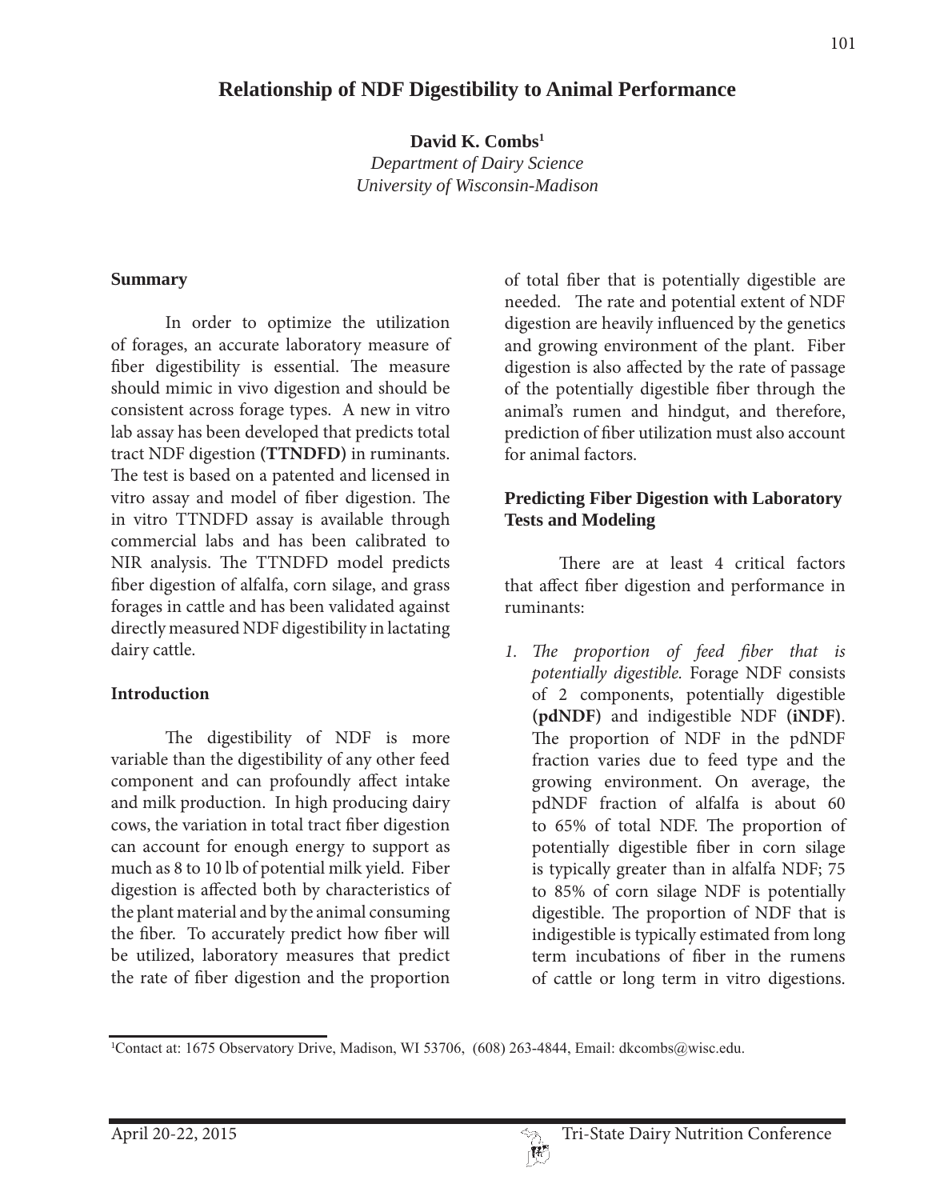# Relationship of NDF Digestibility to Animal Performance

**David K. Combs**[1]

*Department of Dairy Science*
*University of Wisconsin-Madison*

## Summary

In order to optimize the utilization of forages, an accurate laboratory measure of fiber digestibility is essential. The measure should mimic in vivo digestion and should be consistent across forage types. A new in vitro lab assay has been developed that predicts total tract NDF digestion **(TTNDFD)** in ruminants. The test is based on a patented and licensed in vitro assay and model of fiber digestion. The in vitro TTNDFD assay is available through commercial labs and has been calibrated to NIR analysis. The TTNDFD model predicts fiber digestion of alfalfa, corn silage, and grass forages in cattle and has been validated against directly measured NDF digestibility in lactating dairy cattle.

## Introduction

The digestibility of NDF is more variable than the digestibility of any other feed component and can profoundly affect intake and milk production. In high producing dairy cows, the variation in total tract fiber digestion can account for enough energy to support as much as 8 to 10 lb of potential milk yield. Fiber digestion is affected both by characteristics of the plant material and by the animal consuming the fiber. To accurately predict how fiber will be utilized, laboratory measures that predict the rate of fiber digestion and the proportion of total fiber that is potentially digestible are needed. The rate and potential extent of NDF digestion are heavily influenced by the genetics and growing environment of the plant. Fiber digestion is also affected by the rate of passage of the potentially digestible fiber through the animal's rumen and hindgut, and therefore, prediction of fiber utilization must also account for animal factors.

## Predicting Fiber Digestion with Laboratory Tests and Modeling

There are at least 4 critical factors that affect fiber digestion and performance in ruminants:

1. *The proportion of feed fiber that is potentially digestible.* Forage NDF consists of 2 components, potentially digestible **(pdNDF)** and indigestible NDF **(iNDF)**. The proportion of NDF in the pdNDF fraction varies due to feed type and the growing environment. On average, the pdNDF fraction of alfalfa is about 60 to 65% of total NDF. The proportion of potentially digestible fiber in corn silage is typically greater than in alfalfa NDF; 75 to 85% of corn silage NDF is potentially digestible. The proportion of NDF that is indigestible is typically estimated from long term incubations of fiber in the rumens of cattle or long term in vitro digestions.

[1]Contact at: 1675 Observatory Drive, Madison, WI 53706, (608) 263-4844, Email: dkcombs@wisc.edu.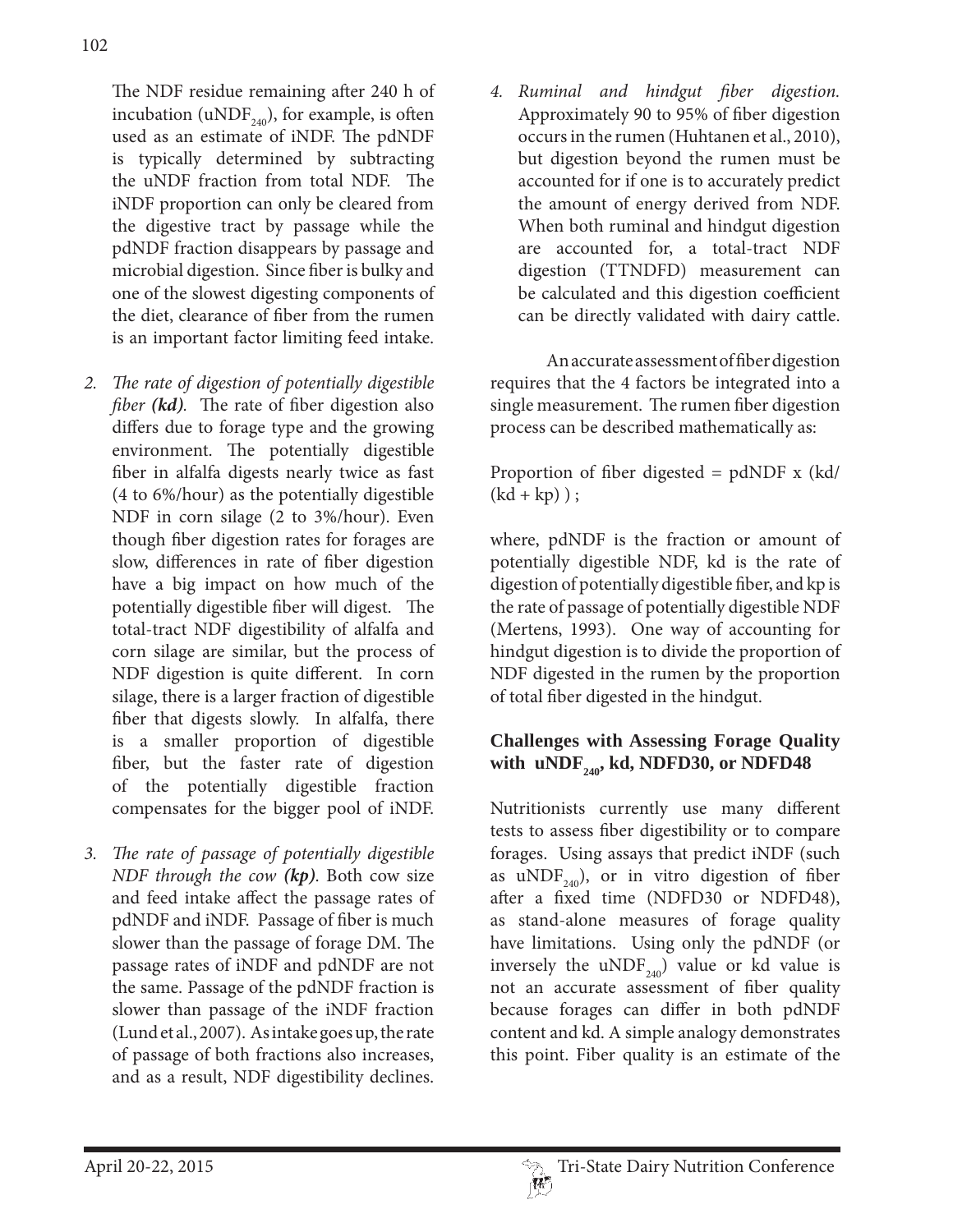The NDF residue remaining after 240 h of incubation ($uNDF_{240}$), for example, is often used as an estimate of iNDF. The pdNDF is typically determined by subtracting the uNDF fraction from total NDF. The iNDF proportion can only be cleared from the digestive tract by passage while the pdNDF fraction disappears by passage and microbial digestion. Since fiber is bulky and one of the slowest digesting components of the diet, clearance of fiber from the rumen is an important factor limiting feed intake.

2. *The rate of digestion of potentially digestible fiber* ***(kd)****.* The rate of fiber digestion also differs due to forage type and the growing environment. The potentially digestible fiber in alfalfa digests nearly twice as fast (4 to 6%/hour) as the potentially digestible NDF in corn silage (2 to 3%/hour). Even though fiber digestion rates for forages are slow, differences in rate of fiber digestion have a big impact on how much of the potentially digestible fiber will digest. The total-tract NDF digestibility of alfalfa and corn silage are similar, but the process of NDF digestion is quite different. In corn silage, there is a larger fraction of digestible fiber that digests slowly. In alfalfa, there is a smaller proportion of digestible fiber, but the faster rate of digestion of the potentially digestible fraction compensates for the bigger pool of iNDF.

3. *The rate of passage of potentially digestible NDF through the cow* ***(kp)****.* Both cow size and feed intake affect the passage rates of pdNDF and iNDF. Passage of fiber is much slower than the passage of forage DM. The passage rates of iNDF and pdNDF are not the same. Passage of the pdNDF fraction is slower than passage of the iNDF fraction (Lund et al., 2007). As intake goes up, the rate of passage of both fractions also increases, and as a result, NDF digestibility declines.

4. *Ruminal and hindgut fiber digestion.* Approximately 90 to 95% of fiber digestion occurs in the rumen (Huhtanen et al., 2010), but digestion beyond the rumen must be accounted for if one is to accurately predict the amount of energy derived from NDF. When both ruminal and hindgut digestion are accounted for, a total-tract NDF digestion (TTNDFD) measurement can be calculated and this digestion coefficient can be directly validated with dairy cattle.

An accurate assessment of fiber digestion requires that the 4 factors be integrated into a single measurement. The rumen fiber digestion process can be described mathematically as:

Proportion of fiber digested = pdNDF x (kd/(kd + kp)) ;

where, pdNDF is the fraction or amount of potentially digestible NDF, kd is the rate of digestion of potentially digestible fiber, and kp is the rate of passage of potentially digestible NDF (Mertens, 1993). One way of accounting for hindgut digestion is to divide the proportion of NDF digested in the rumen by the proportion of total fiber digested in the hindgut.

## Challenges with Assessing Forage Quality with $uNDF_{240}$, kd, NDFD30, or NDFD48

Nutritionists currently use many different tests to assess fiber digestibility or to compare forages. Using assays that predict iNDF (such as $uNDF_{240}$), or in vitro digestion of fiber after a fixed time (NDFD30 or NDFD48), as stand-alone measures of forage quality have limitations. Using only the pdNDF (or inversely the $uNDF_{240}$) value or kd value is not an accurate assessment of fiber quality because forages can differ in both pdNDF content and kd. A simple analogy demonstrates this point. Fiber quality is an estimate of the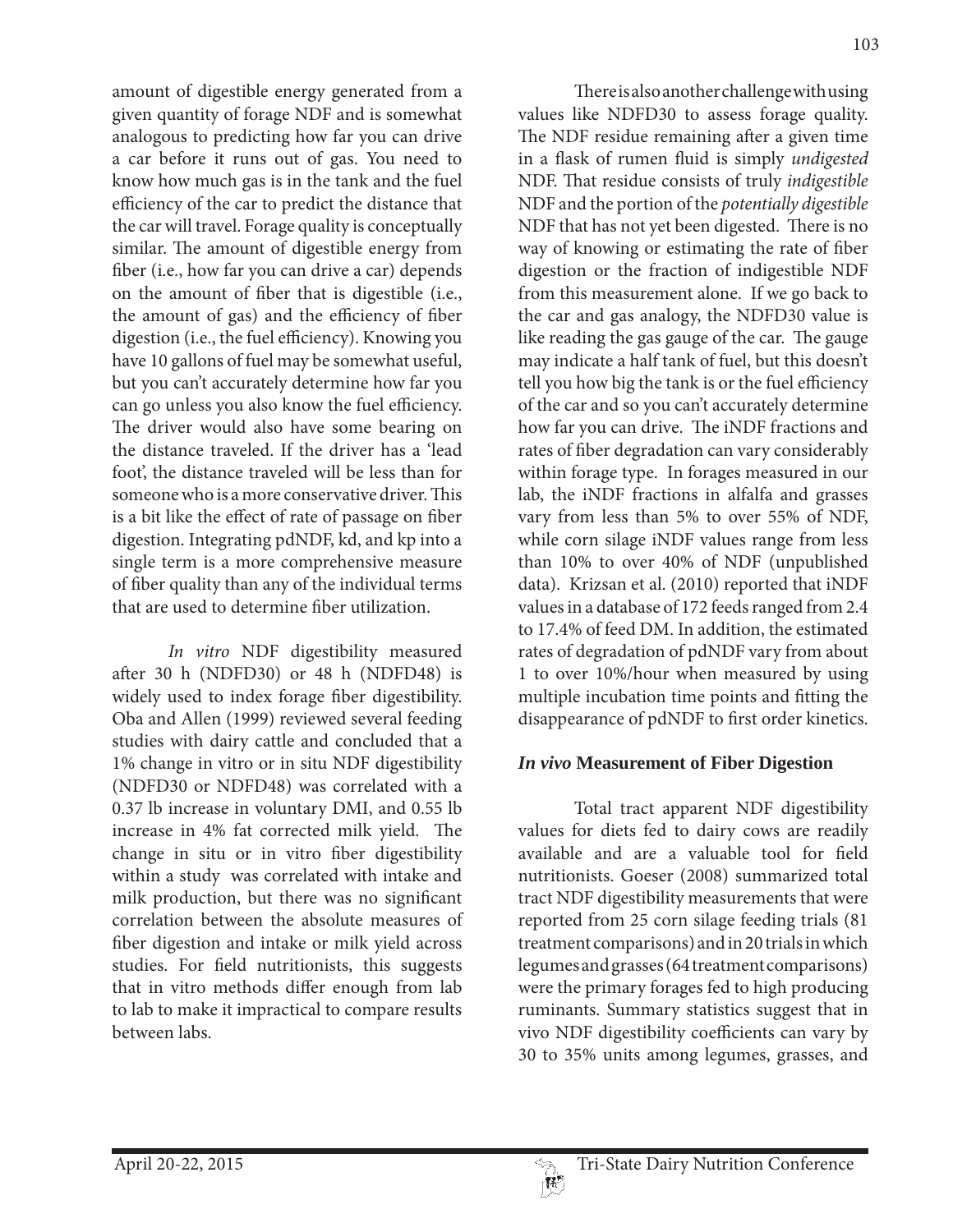amount of digestible energy generated from a given quantity of forage NDF and is somewhat analogous to predicting how far you can drive a car before it runs out of gas. You need to know how much gas is in the tank and the fuel efficiency of the car to predict the distance that the car will travel. Forage quality is conceptually similar. The amount of digestible energy from fiber (i.e., how far you can drive a car) depends on the amount of fiber that is digestible (i.e., the amount of gas) and the efficiency of fiber digestion (i.e., the fuel efficiency). Knowing you have 10 gallons of fuel may be somewhat useful, but you can't accurately determine how far you can go unless you also know the fuel efficiency. The driver would also have some bearing on the distance traveled. If the driver has a 'lead foot', the distance traveled will be less than for someone who is a more conservative driver. This is a bit like the effect of rate of passage on fiber digestion. Integrating pdNDF, kd, and kp into a single term is a more comprehensive measure of fiber quality than any of the individual terms that are used to determine fiber utilization.

*In vitro* NDF digestibility measured after 30 h (NDFD30) or 48 h (NDFD48) is widely used to index forage fiber digestibility. Oba and Allen (1999) reviewed several feeding studies with dairy cattle and concluded that a 1% change in vitro or in situ NDF digestibility (NDFD30 or NDFD48) was correlated with a 0.37 lb increase in voluntary DMI, and 0.55 lb increase in 4% fat corrected milk yield. The change in situ or in vitro fiber digestibility within a study was correlated with intake and milk production, but there was no significant correlation between the absolute measures of fiber digestion and intake or milk yield across studies. For field nutritionists, this suggests that in vitro methods differ enough from lab to lab to make it impractical to compare results between labs.

There is also another challenge with using values like NDFD30 to assess forage quality. The NDF residue remaining after a given time in a flask of rumen fluid is simply *undigested* NDF. That residue consists of truly *indigestible* NDF and the portion of the *potentially digestible* NDF that has not yet been digested. There is no way of knowing or estimating the rate of fiber digestion or the fraction of indigestible NDF from this measurement alone. If we go back to the car and gas analogy, the NDFD30 value is like reading the gas gauge of the car. The gauge may indicate a half tank of fuel, but this doesn't tell you how big the tank is or the fuel efficiency of the car and so you can't accurately determine how far you can drive. The iNDF fractions and rates of fiber degradation can vary considerably within forage type. In forages measured in our lab, the iNDF fractions in alfalfa and grasses vary from less than 5% to over 55% of NDF, while corn silage iNDF values range from less than 10% to over 40% of NDF (unpublished data). Krizsan et al. (2010) reported that iNDF values in a database of 172 feeds ranged from 2.4 to 17.4% of feed DM. In addition, the estimated rates of degradation of pdNDF vary from about 1 to over 10%/hour when measured by using multiple incubation time points and fitting the disappearance of pdNDF to first order kinetics.

### *In vivo* Measurement of Fiber Digestion

Total tract apparent NDF digestibility values for diets fed to dairy cows are readily available and are a valuable tool for field nutritionists. Goeser (2008) summarized total tract NDF digestibility measurements that were reported from 25 corn silage feeding trials (81 treatment comparisons) and in 20 trials in which legumes and grasses (64 treatment comparisons) were the primary forages fed to high producing ruminants. Summary statistics suggest that in vivo NDF digestibility coefficients can vary by 30 to 35% units among legumes, grasses, and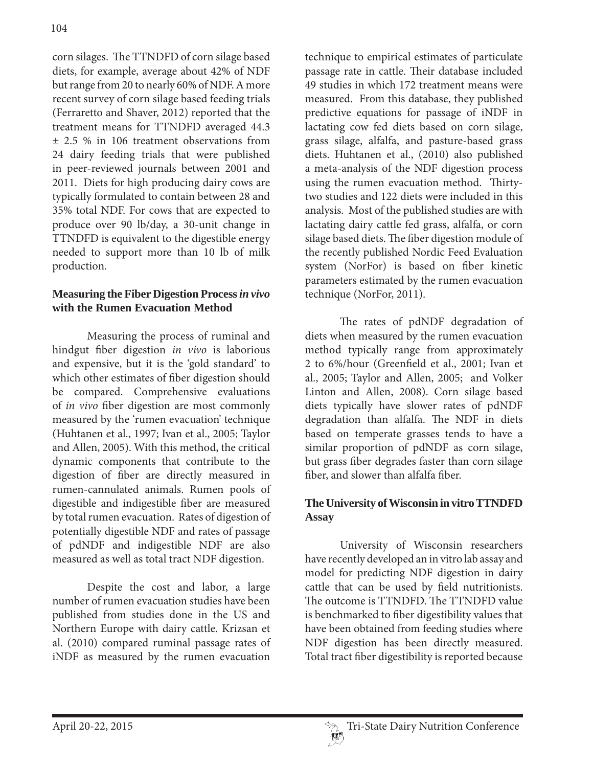corn silages. The TTNDFD of corn silage based diets, for example, average about 42% of NDF but range from 20 to nearly 60% of NDF. A more recent survey of corn silage based feeding trials (Ferraretto and Shaver, 2012) reported that the treatment means for TTNDFD averaged 44.3 ± 2.5 % in 106 treatment observations from 24 dairy feeding trials that were published in peer-reviewed journals between 2001 and 2011. Diets for high producing dairy cows are typically formulated to contain between 28 and 35% total NDF. For cows that are expected to produce over 90 lb/day, a 30-unit change in TTNDFD is equivalent to the digestible energy needed to support more than 10 lb of milk production.

## Measuring the Fiber Digestion Process *in vivo* with the Rumen Evacuation Method

Measuring the process of ruminal and hindgut fiber digestion *in vivo* is laborious and expensive, but it is the 'gold standard' to which other estimates of fiber digestion should be compared. Comprehensive evaluations of *in vivo* fiber digestion are most commonly measured by the 'rumen evacuation' technique (Huhtanen et al., 1997; Ivan et al., 2005; Taylor and Allen, 2005). With this method, the critical dynamic components that contribute to the digestion of fiber are directly measured in rumen-cannulated animals. Rumen pools of digestible and indigestible fiber are measured by total rumen evacuation. Rates of digestion of potentially digestible NDF and rates of passage of pdNDF and indigestible NDF are also measured as well as total tract NDF digestion.

Despite the cost and labor, a large number of rumen evacuation studies have been published from studies done in the US and Northern Europe with dairy cattle. Krizsan et al. (2010) compared ruminal passage rates of iNDF as measured by the rumen evacuation technique to empirical estimates of particulate passage rate in cattle. Their database included 49 studies in which 172 treatment means were measured. From this database, they published predictive equations for passage of iNDF in lactating cow fed diets based on corn silage, grass silage, alfalfa, and pasture-based grass diets. Huhtanen et al., (2010) also published a meta-analysis of the NDF digestion process using the rumen evacuation method. Thirty-two studies and 122 diets were included in this analysis. Most of the published studies are with lactating dairy cattle fed grass, alfalfa, or corn silage based diets. The fiber digestion module of the recently published Nordic Feed Evaluation system (NorFor) is based on fiber kinetic parameters estimated by the rumen evacuation technique (NorFor, 2011).

The rates of pdNDF degradation of diets when measured by the rumen evacuation method typically range from approximately 2 to 6%/hour (Greenfield et al., 2001; Ivan et al., 2005; Taylor and Allen, 2005; and Volker Linton and Allen, 2008). Corn silage based diets typically have slower rates of pdNDF degradation than alfalfa. The NDF in diets based on temperate grasses tends to have a similar proportion of pdNDF as corn silage, but grass fiber degrades faster than corn silage fiber, and slower than alfalfa fiber.

## The University of Wisconsin in vitro TTNDFD Assay

University of Wisconsin researchers have recently developed an in vitro lab assay and model for predicting NDF digestion in dairy cattle that can be used by field nutritionists. The outcome is TTNDFD. The TTNDFD value is benchmarked to fiber digestibility values that have been obtained from feeding studies where NDF digestion has been directly measured. Total tract fiber digestibility is reported because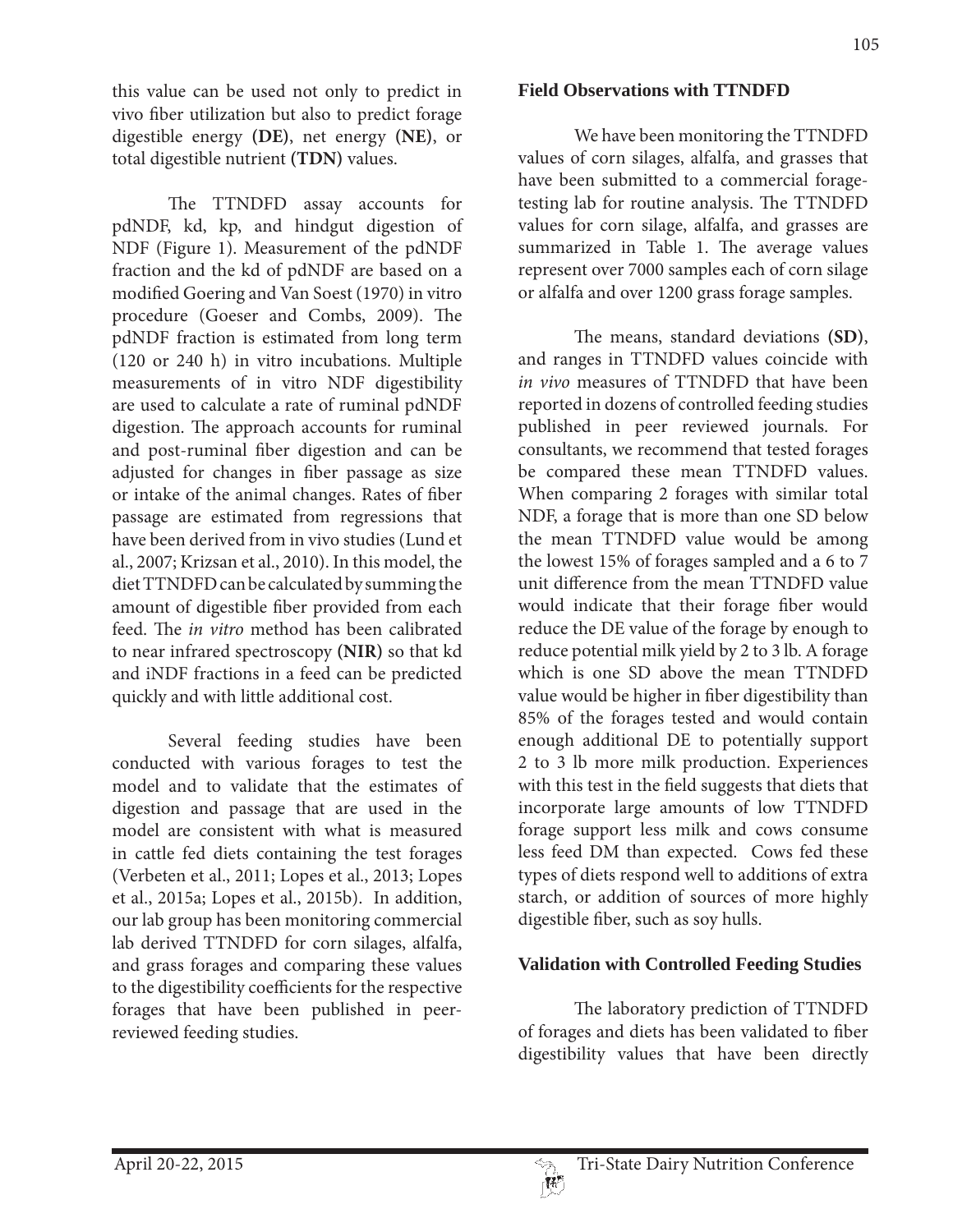this value can be used not only to predict in vivo fiber utilization but also to predict forage digestible energy **(DE)**, net energy **(NE)**, or total digestible nutrient **(TDN)** values.

The TTNDFD assay accounts for pdNDF, kd, kp, and hindgut digestion of NDF (Figure 1). Measurement of the pdNDF fraction and the kd of pdNDF are based on a modified Goering and Van Soest (1970) in vitro procedure (Goeser and Combs, 2009). The pdNDF fraction is estimated from long term (120 or 240 h) in vitro incubations. Multiple measurements of in vitro NDF digestibility are used to calculate a rate of ruminal pdNDF digestion. The approach accounts for ruminal and post-ruminal fiber digestion and can be adjusted for changes in fiber passage as size or intake of the animal changes. Rates of fiber passage are estimated from regressions that have been derived from in vivo studies (Lund et al., 2007; Krizsan et al., 2010). In this model, the diet TTNDFD can be calculated by summing the amount of digestible fiber provided from each feed. The *in vitro* method has been calibrated to near infrared spectroscopy **(NIR)** so that kd and iNDF fractions in a feed can be predicted quickly and with little additional cost.

Several feeding studies have been conducted with various forages to test the model and to validate that the estimates of digestion and passage that are used in the model are consistent with what is measured in cattle fed diets containing the test forages (Verbeten et al., 2011; Lopes et al., 2013; Lopes et al., 2015a; Lopes et al., 2015b). In addition, our lab group has been monitoring commercial lab derived TTNDFD for corn silages, alfalfa, and grass forages and comparing these values to the digestibility coefficients for the respective forages that have been published in peer-reviewed feeding studies.

## Field Observations with TTNDFD

We have been monitoring the TTNDFD values of corn silages, alfalfa, and grasses that have been submitted to a commercial forage-testing lab for routine analysis. The TTNDFD values for corn silage, alfalfa, and grasses are summarized in Table 1. The average values represent over 7000 samples each of corn silage or alfalfa and over 1200 grass forage samples.

The means, standard deviations **(SD)**, and ranges in TTNDFD values coincide with *in vivo* measures of TTNDFD that have been reported in dozens of controlled feeding studies published in peer reviewed journals. For consultants, we recommend that tested forages be compared these mean TTNDFD values. When comparing 2 forages with similar total NDF, a forage that is more than one SD below the mean TTNDFD value would be among the lowest 15% of forages sampled and a 6 to 7 unit difference from the mean TTNDFD value would indicate that their forage fiber would reduce the DE value of the forage by enough to reduce potential milk yield by 2 to 3 lb. A forage which is one SD above the mean TTNDFD value would be higher in fiber digestibility than 85% of the forages tested and would contain enough additional DE to potentially support 2 to 3 lb more milk production. Experiences with this test in the field suggests that diets that incorporate large amounts of low TTNDFD forage support less milk and cows consume less feed DM than expected. Cows fed these types of diets respond well to additions of extra starch, or addition of sources of more highly digestible fiber, such as soy hulls.

## Validation with Controlled Feeding Studies

The laboratory prediction of TTNDFD of forages and diets has been validated to fiber digestibility values that have been directly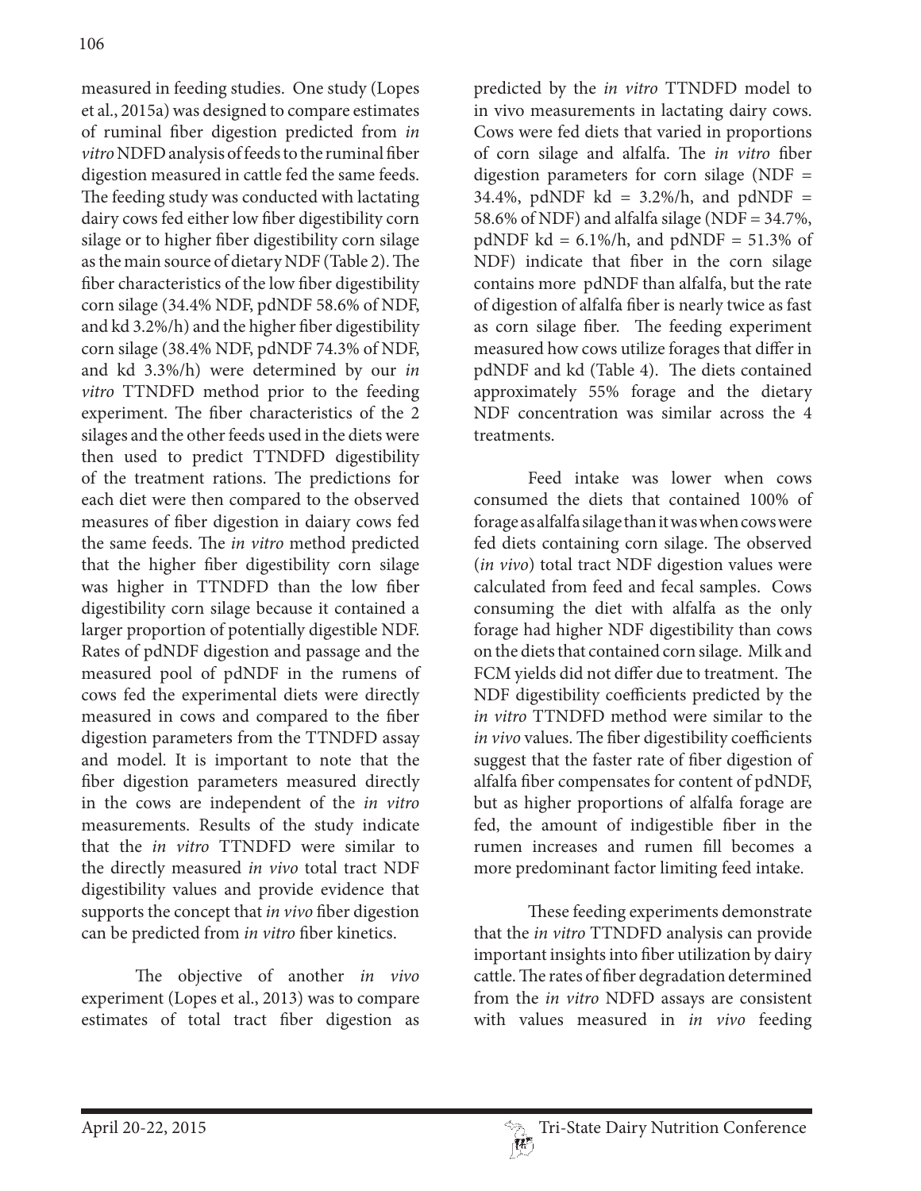measured in feeding studies. One study (Lopes et al., 2015a) was designed to compare estimates of ruminal fiber digestion predicted from *in vitro* NDFD analysis of feeds to the ruminal fiber digestion measured in cattle fed the same feeds. The feeding study was conducted with lactating dairy cows fed either low fiber digestibility corn silage or to higher fiber digestibility corn silage as the main source of dietary NDF (Table 2). The fiber characteristics of the low fiber digestibility corn silage (34.4% NDF, pdNDF 58.6% of NDF, and kd 3.2%/h) and the higher fiber digestibility corn silage (38.4% NDF, pdNDF 74.3% of NDF, and kd 3.3%/h) were determined by our *in vitro* TTNDFD method prior to the feeding experiment. The fiber characteristics of the 2 silages and the other feeds used in the diets were then used to predict TTNDFD digestibility of the treatment rations. The predictions for each diet were then compared to the observed measures of fiber digestion in daiary cows fed the same feeds. The *in vitro* method predicted that the higher fiber digestibility corn silage was higher in TTNDFD than the low fiber digestibility corn silage because it contained a larger proportion of potentially digestible NDF. Rates of pdNDF digestion and passage and the measured pool of pdNDF in the rumens of cows fed the experimental diets were directly measured in cows and compared to the fiber digestion parameters from the TTNDFD assay and model. It is important to note that the fiber digestion parameters measured directly in the cows are independent of the *in vitro* measurements. Results of the study indicate that the *in vitro* TTNDFD were similar to the directly measured *in vivo* total tract NDF digestibility values and provide evidence that supports the concept that *in vivo* fiber digestion can be predicted from *in vitro* fiber kinetics.

The objective of another *in vivo* experiment (Lopes et al., 2013) was to compare estimates of total tract fiber digestion as predicted by the *in vitro* TTNDFD model to in vivo measurements in lactating dairy cows. Cows were fed diets that varied in proportions of corn silage and alfalfa. The *in vitro* fiber digestion parameters for corn silage (NDF = 34.4%, pdNDF kd = 3.2%/h, and pdNDF = 58.6% of NDF) and alfalfa silage (NDF = 34.7%, pdNDF kd = 6.1%/h, and pdNDF = 51.3% of NDF) indicate that fiber in the corn silage contains more pdNDF than alfalfa, but the rate of digestion of alfalfa fiber is nearly twice as fast as corn silage fiber. The feeding experiment measured how cows utilize forages that differ in pdNDF and kd (Table 4). The diets contained approximately 55% forage and the dietary NDF concentration was similar across the 4 treatments.

Feed intake was lower when cows consumed the diets that contained 100% of forage as alfalfa silage than it was when cows were fed diets containing corn silage. The observed (*in vivo*) total tract NDF digestion values were calculated from feed and fecal samples. Cows consuming the diet with alfalfa as the only forage had higher NDF digestibility than cows on the diets that contained corn silage. Milk and FCM yields did not differ due to treatment. The NDF digestibility coefficients predicted by the *in vitro* TTNDFD method were similar to the *in vivo* values. The fiber digestibility coefficients suggest that the faster rate of fiber digestion of alfalfa fiber compensates for content of pdNDF, but as higher proportions of alfalfa forage are fed, the amount of indigestible fiber in the rumen increases and rumen fill becomes a more predominant factor limiting feed intake.

These feeding experiments demonstrate that the *in vitro* TTNDFD analysis can provide important insights into fiber utilization by dairy cattle. The rates of fiber degradation determined from the *in vitro* NDFD assays are consistent with values measured in *in vivo* feeding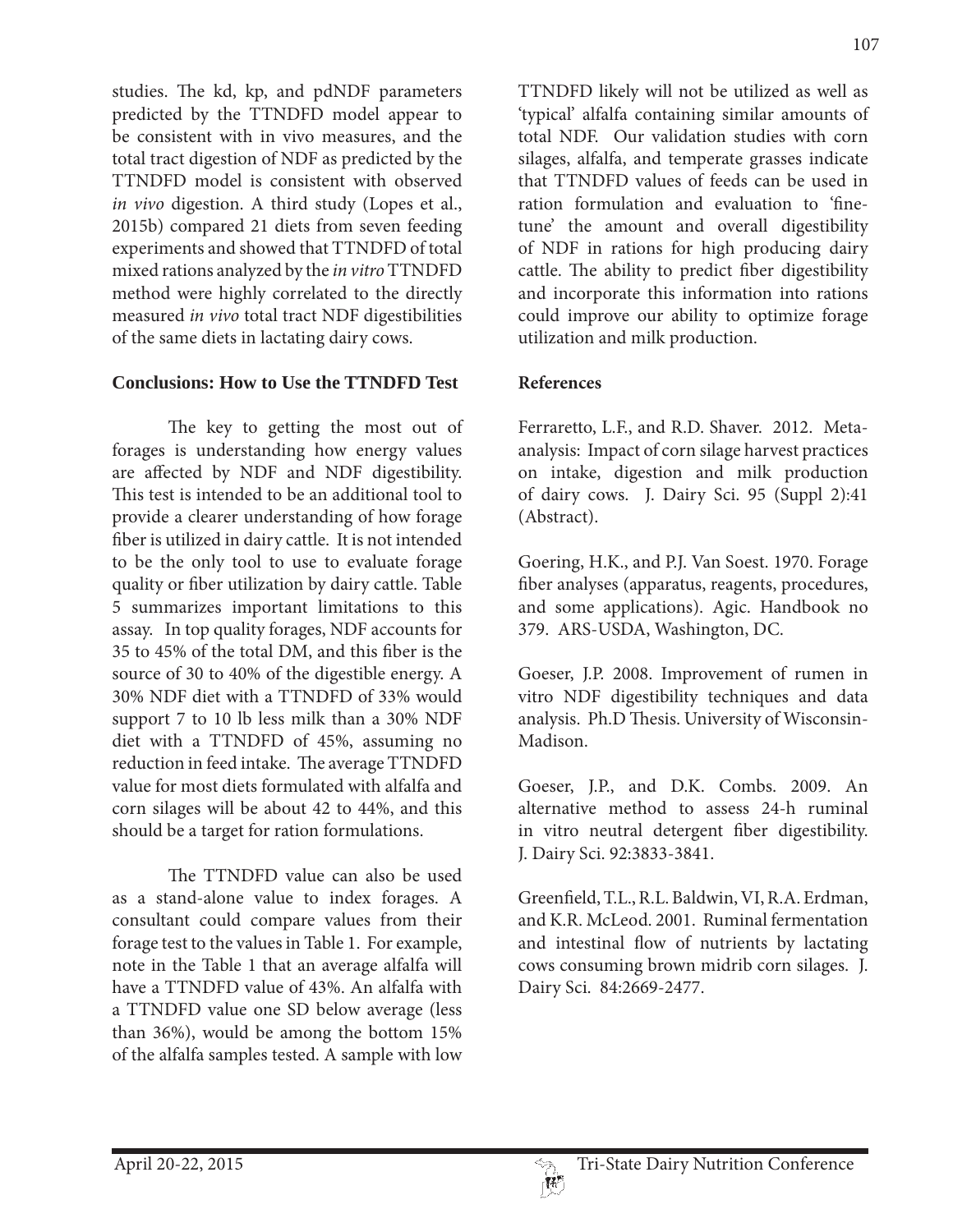studies. The kd, kp, and pdNDF parameters predicted by the TTNDFD model appear to be consistent with in vivo measures, and the total tract digestion of NDF as predicted by the TTNDFD model is consistent with observed *in vivo* digestion. A third study (Lopes et al., 2015b) compared 21 diets from seven feeding experiments and showed that TTNDFD of total mixed rations analyzed by the *in vitro* TTNDFD method were highly correlated to the directly measured *in vivo* total tract NDF digestibilities of the same diets in lactating dairy cows.

## Conclusions: How to Use the TTNDFD Test

The key to getting the most out of forages is understanding how energy values are affected by NDF and NDF digestibility. This test is intended to be an additional tool to provide a clearer understanding of how forage fiber is utilized in dairy cattle. It is not intended to be the only tool to use to evaluate forage quality or fiber utilization by dairy cattle. Table 5 summarizes important limitations to this assay. In top quality forages, NDF accounts for 35 to 45% of the total DM, and this fiber is the source of 30 to 40% of the digestible energy. A 30% NDF diet with a TTNDFD of 33% would support 7 to 10 lb less milk than a 30% NDF diet with a TTNDFD of 45%, assuming no reduction in feed intake. The average TTNDFD value for most diets formulated with alfalfa and corn silages will be about 42 to 44%, and this should be a target for ration formulations.

The TTNDFD value can also be used as a stand-alone value to index forages. A consultant could compare values from their forage test to the values in Table 1. For example, note in the Table 1 that an average alfalfa will have a TTNDFD value of 43%. An alfalfa with a TTNDFD value one SD below average (less than 36%), would be among the bottom 15% of the alfalfa samples tested. A sample with low TTNDFD likely will not be utilized as well as 'typical' alfalfa containing similar amounts of total NDF. Our validation studies with corn silages, alfalfa, and temperate grasses indicate that TTNDFD values of feeds can be used in ration formulation and evaluation to 'fine-tune' the amount and overall digestibility of NDF in rations for high producing dairy cattle. The ability to predict fiber digestibility and incorporate this information into rations could improve our ability to optimize forage utilization and milk production.

## References

Ferraretto, L.F., and R.D. Shaver. 2012. Meta-analysis: Impact of corn silage harvest practices on intake, digestion and milk production of dairy cows. J. Dairy Sci. 95 (Suppl 2):41 (Abstract).

Goering, H.K., and P.J. Van Soest. 1970. Forage fiber analyses (apparatus, reagents, procedures, and some applications). Agic. Handbook no 379. ARS-USDA, Washington, DC.

Goeser, J.P. 2008. Improvement of rumen in vitro NDF digestibility techniques and data analysis. Ph.D Thesis. University of Wisconsin-Madison.

Goeser, J.P., and D.K. Combs. 2009. An alternative method to assess 24-h ruminal in vitro neutral detergent fiber digestibility. J. Dairy Sci. 92:3833-3841.

Greenfield, T.L., R.L. Baldwin, VI, R.A. Erdman, and K.R. McLeod. 2001. Ruminal fermentation and intestinal flow of nutrients by lactating cows consuming brown midrib corn silages. J. Dairy Sci. 84:2669-2477.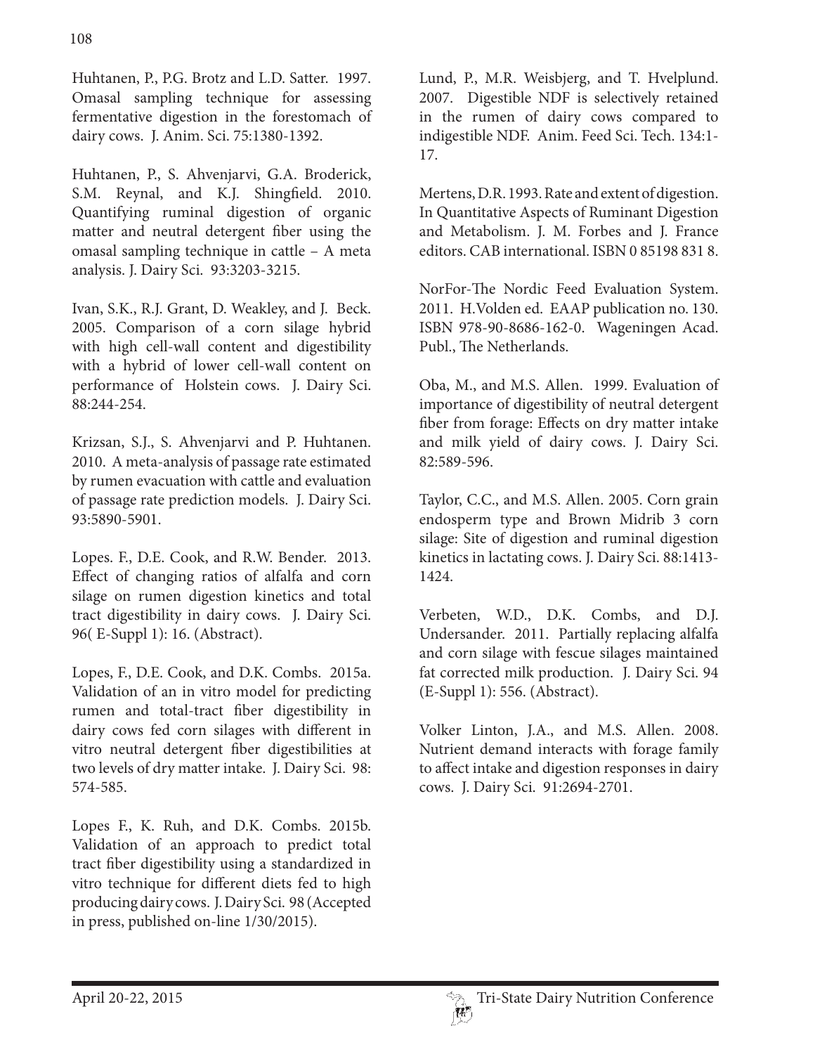Huhtanen, P., P.G. Brotz and L.D. Satter. 1997. Omasal sampling technique for assessing fermentative digestion in the forestomach of dairy cows. J. Anim. Sci. 75:1380-1392.

Huhtanen, P., S. Ahvenjarvi, G.A. Broderick, S.M. Reynal, and K.J. Shingfield. 2010. Quantifying ruminal digestion of organic matter and neutral detergent fiber using the omasal sampling technique in cattle – A meta analysis. J. Dairy Sci. 93:3203-3215.

Ivan, S.K., R.J. Grant, D. Weakley, and J. Beck. 2005. Comparison of a corn silage hybrid with high cell-wall content and digestibility with a hybrid of lower cell-wall content on performance of Holstein cows. J. Dairy Sci. 88:244-254.

Krizsan, S.J., S. Ahvenjarvi and P. Huhtanen. 2010. A meta-analysis of passage rate estimated by rumen evacuation with cattle and evaluation of passage rate prediction models. J. Dairy Sci. 93:5890-5901.

Lopes. F., D.E. Cook, and R.W. Bender. 2013. Effect of changing ratios of alfalfa and corn silage on rumen digestion kinetics and total tract digestibility in dairy cows. J. Dairy Sci. 96( E-Suppl 1): 16. (Abstract).

Lopes, F., D.E. Cook, and D.K. Combs. 2015a. Validation of an in vitro model for predicting rumen and total-tract fiber digestibility in dairy cows fed corn silages with different in vitro neutral detergent fiber digestibilities at two levels of dry matter intake. J. Dairy Sci. 98: 574-585.

Lopes F., K. Ruh, and D.K. Combs. 2015b. Validation of an approach to predict total tract fiber digestibility using a standardized in vitro technique for different diets fed to high producing dairy cows. J. Dairy Sci. 98 (Accepted in press, published on-line 1/30/2015).

Lund, P., M.R. Weisbjerg, and T. Hvelplund. 2007. Digestible NDF is selectively retained in the rumen of dairy cows compared to indigestible NDF. Anim. Feed Sci. Tech. 134:1-17.

Mertens, D.R. 1993. Rate and extent of digestion. In Quantitative Aspects of Ruminant Digestion and Metabolism. J. M. Forbes and J. France editors. CAB international. ISBN 0 85198 831 8.

NorFor-The Nordic Feed Evaluation System. 2011. H.Volden ed. EAAP publication no. 130. ISBN 978-90-8686-162-0. Wageningen Acad. Publ., The Netherlands.

Oba, M., and M.S. Allen. 1999. Evaluation of importance of digestibility of neutral detergent fiber from forage: Effects on dry matter intake and milk yield of dairy cows. J. Dairy Sci. 82:589-596.

Taylor, C.C., and M.S. Allen. 2005. Corn grain endosperm type and Brown Midrib 3 corn silage: Site of digestion and ruminal digestion kinetics in lactating cows. J. Dairy Sci. 88:1413-1424.

Verbeten, W.D., D.K. Combs, and D.J. Undersander. 2011. Partially replacing alfalfa and corn silage with fescue silages maintained fat corrected milk production. J. Dairy Sci. 94 (E-Suppl 1): 556. (Abstract).

Volker Linton, J.A., and M.S. Allen. 2008. Nutrient demand interacts with forage family to affect intake and digestion responses in dairy cows. J. Dairy Sci. 91:2694-2701.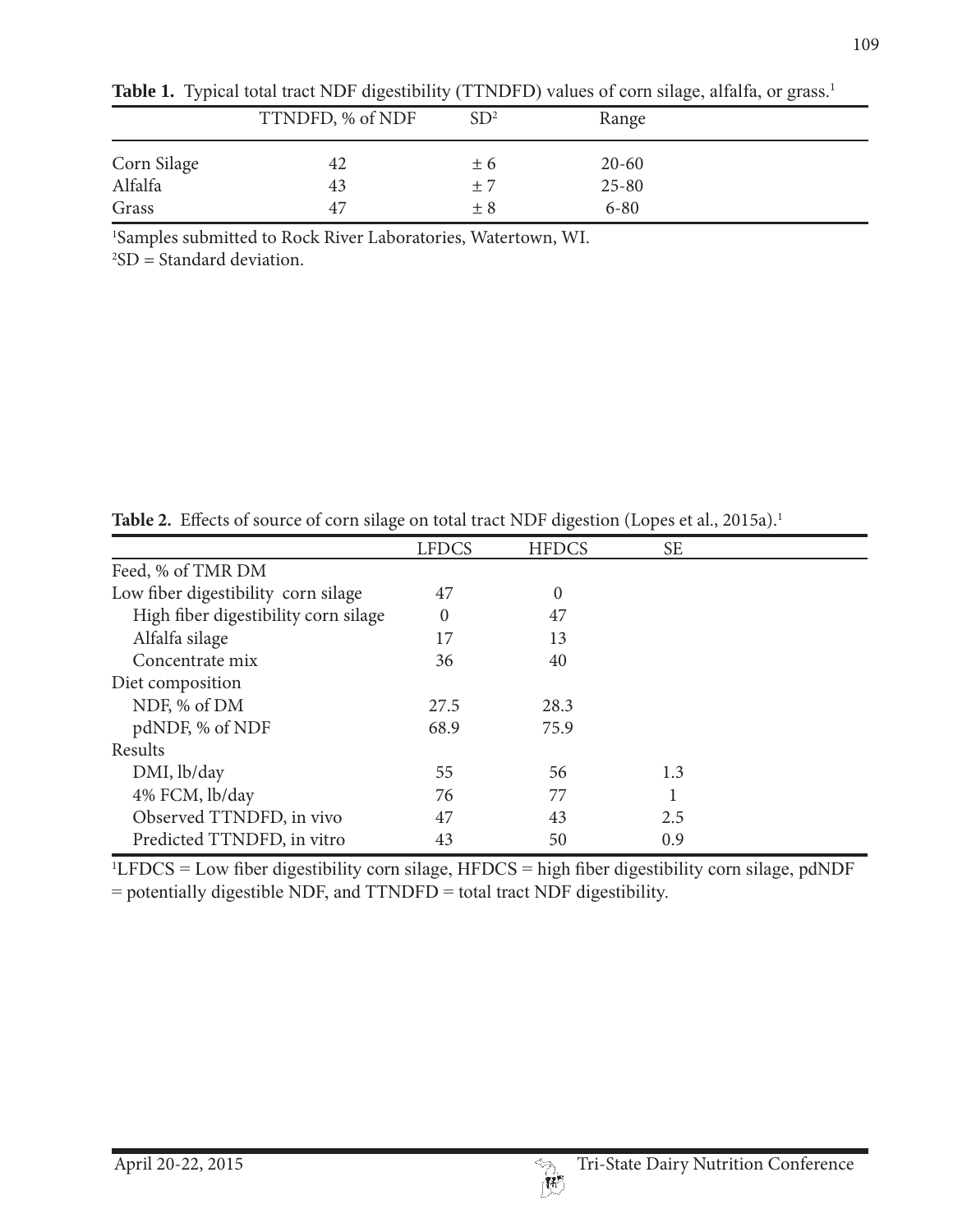**Table 1.** Typical total tract NDF digestibility (TTNDFD) values of corn silage, alfalfa, or grass.[1]

| | TTNDFD, % of NDF | SD[2] | Range |
|---|---|---|---|
| Corn Silage | 42 | ± 6 | 20-60 |
| Alfalfa | 43 | ± 7 | 25-80 |
| Grass | 47 | ± 8 | 6-80 |

[1]Samples submitted to Rock River Laboratories, Watertown, WI.
[2]SD = Standard deviation.

**Table 2.** Effects of source of corn silage on total tract NDF digestion (Lopes et al., 2015a).[1]

| | LFDCS | HFDCS | SE |
|---|---|---|---|
| Feed, % of TMR DM | | | |
| Low fiber digestibility corn silage | 47 | 0 | |
| High fiber digestibility corn silage | 0 | 47 | |
| Alfalfa silage | 17 | 13 | |
| Concentrate mix | 36 | 40 | |
| Diet composition | | | |
| NDF, % of DM | 27.5 | 28.3 | |
| pdNDF, % of NDF | 68.9 | 75.9 | |
| Results | | | |
| DMI, lb/day | 55 | 56 | 1.3 |
| 4% FCM, lb/day | 76 | 77 | 1 |
| Observed TTNDFD, in vivo | 47 | 43 | 2.5 |
| Predicted TTNDFD, in vitro | 43 | 50 | 0.9 |

[1]LFDCS = Low fiber digestibility corn silage, HFDCS = high fiber digestibility corn silage, pdNDF = potentially digestible NDF, and TTNDFD = total tract NDF digestibility.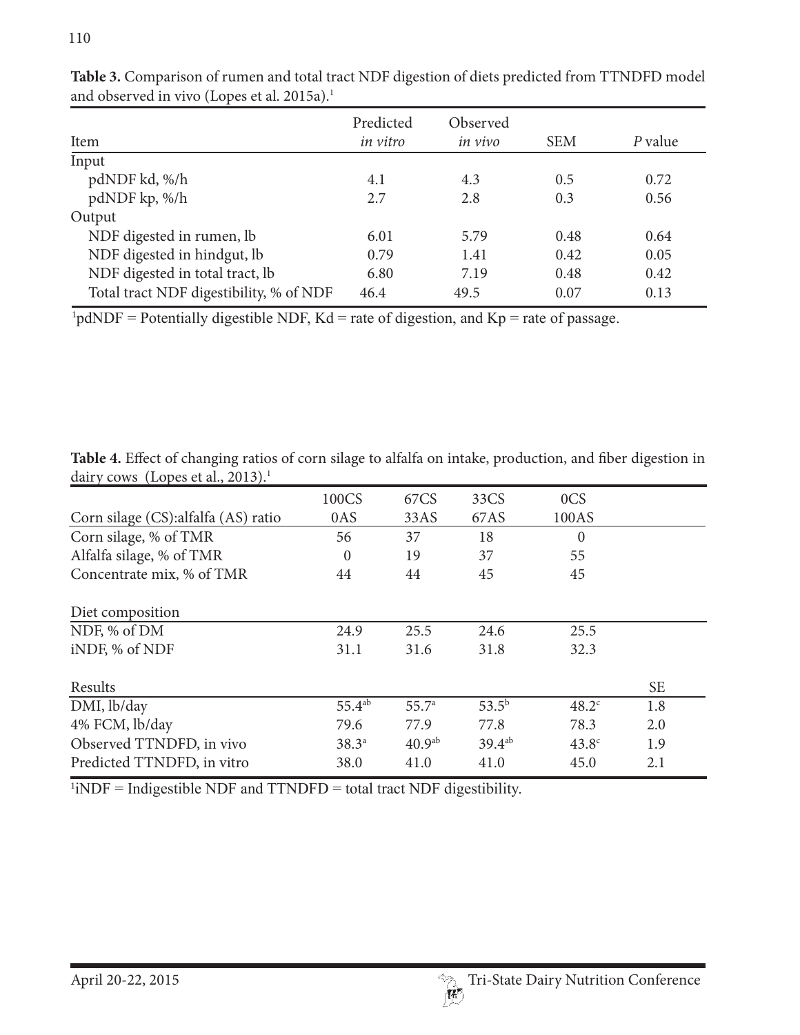**Table 3.** Comparison of rumen and total tract NDF digestion of diets predicted from TTNDFD model and observed in vivo (Lopes et al. 2015a).[1]

| Item | Predicted *in vitro* | Observed *in vivo* | SEM | *P* value |
|---|---|---|---|---|
| Input | | | | |
| pdNDF kd, %/h | 4.1 | 4.3 | 0.5 | 0.72 |
| pdNDF kp, %/h | 2.7 | 2.8 | 0.3 | 0.56 |
| Output | | | | |
| NDF digested in rumen, lb | 6.01 | 5.79 | 0.48 | 0.64 |
| NDF digested in hindgut, lb | 0.79 | 1.41 | 0.42 | 0.05 |
| NDF digested in total tract, lb | 6.80 | 7.19 | 0.48 | 0.42 |
| Total tract NDF digestibility, % of NDF | 46.4 | 49.5 | 0.07 | 0.13 |

[1]pdNDF = Potentially digestible NDF, Kd = rate of digestion, and Kp = rate of passage.

**Table 4.** Effect of changing ratios of corn silage to alfalfa on intake, production, and fiber digestion in dairy cows (Lopes et al., 2013).[1]

| Corn silage (CS):alfalfa (AS) ratio | 100CS 0AS | 67CS 33AS | 33CS 67AS | 0CS 100AS | |
|---|---|---|---|---|---|
| Corn silage, % of TMR | 56 | 37 | 18 | 0 | |
| Alfalfa silage, % of TMR | 0 | 19 | 37 | 55 | |
| Concentrate mix, % of TMR | 44 | 44 | 45 | 45 | |
| Diet composition | | | | | |
| NDF, % of DM | 24.9 | 25.5 | 24.6 | 25.5 | |
| iNDF, % of NDF | 31.1 | 31.6 | 31.8 | 32.3 | |
| Results | | | | | SE |
| DMI, lb/day | 55.4[ab] | 55.7[a] | 53.5[b] | 48.2[c] | 1.8 |
| 4% FCM, lb/day | 79.6 | 77.9 | 77.8 | 78.3 | 2.0 |
| Observed TTNDFD, in vivo | 38.3[a] | 40.9[ab] | 39.4[ab] | 43.8[c] | 1.9 |
| Predicted TTNDFD, in vitro | 38.0 | 41.0 | 41.0 | 45.0 | 2.1 |

[1]iNDF = Indigestible NDF and TTNDFD = total tract NDF digestibility.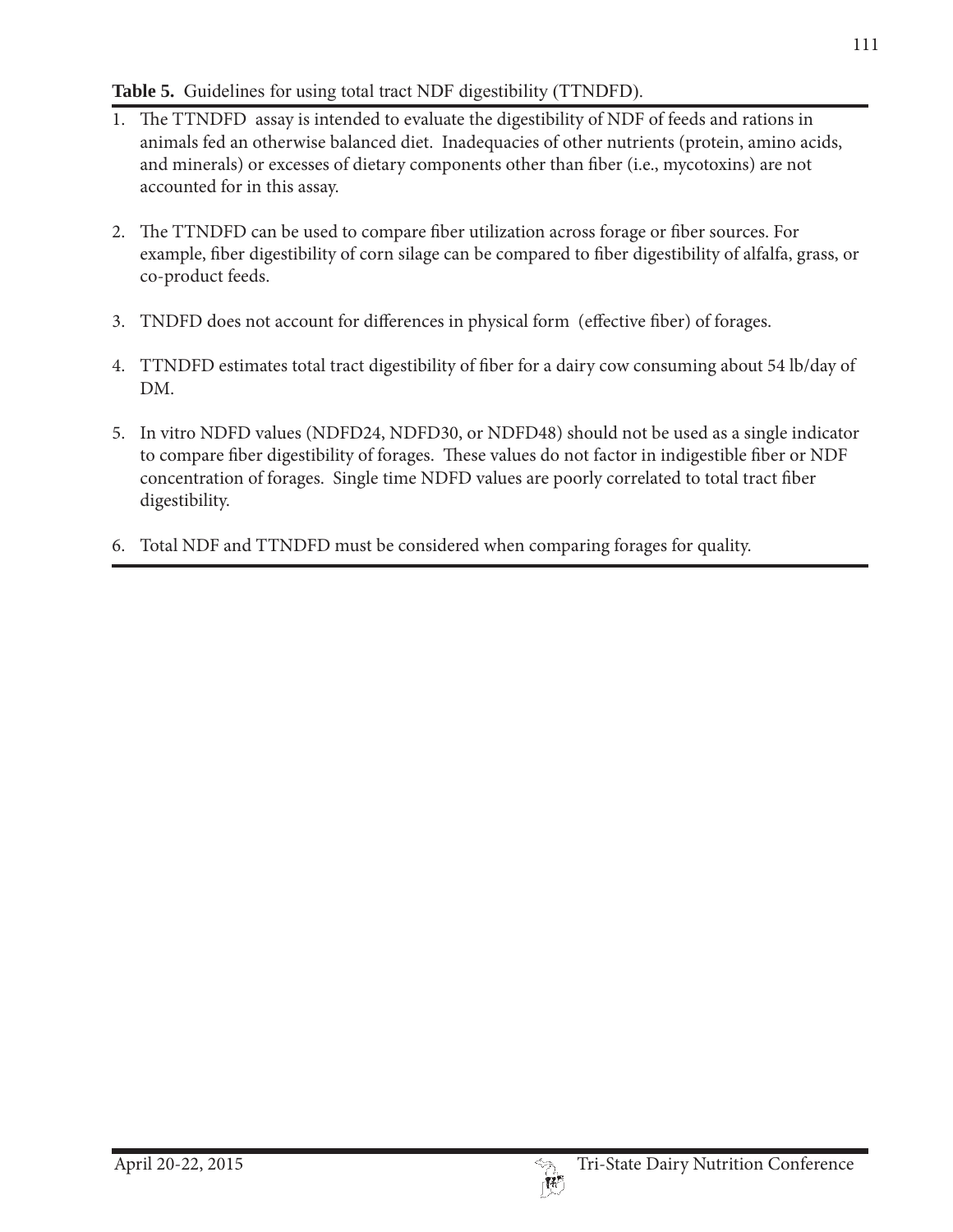**Table 5.** Guidelines for using total tract NDF digestibility (TTNDFD).

1. The TTNDFD assay is intended to evaluate the digestibility of NDF of feeds and rations in animals fed an otherwise balanced diet. Inadequacies of other nutrients (protein, amino acids, and minerals) or excesses of dietary components other than fiber (i.e., mycotoxins) are not accounted for in this assay.

2. The TTNDFD can be used to compare fiber utilization across forage or fiber sources. For example, fiber digestibility of corn silage can be compared to fiber digestibility of alfalfa, grass, or co-product feeds.

3. TNDFD does not account for differences in physical form (effective fiber) of forages.

4. TTNDFD estimates total tract digestibility of fiber for a dairy cow consuming about 54 lb/day of DM.

5. In vitro NDFD values (NDFD24, NDFD30, or NDFD48) should not be used as a single indicator to compare fiber digestibility of forages. These values do not factor in indigestible fiber or NDF concentration of forages. Single time NDFD values are poorly correlated to total tract fiber digestibility.

6. Total NDF and TTNDFD must be considered when comparing forages for quality.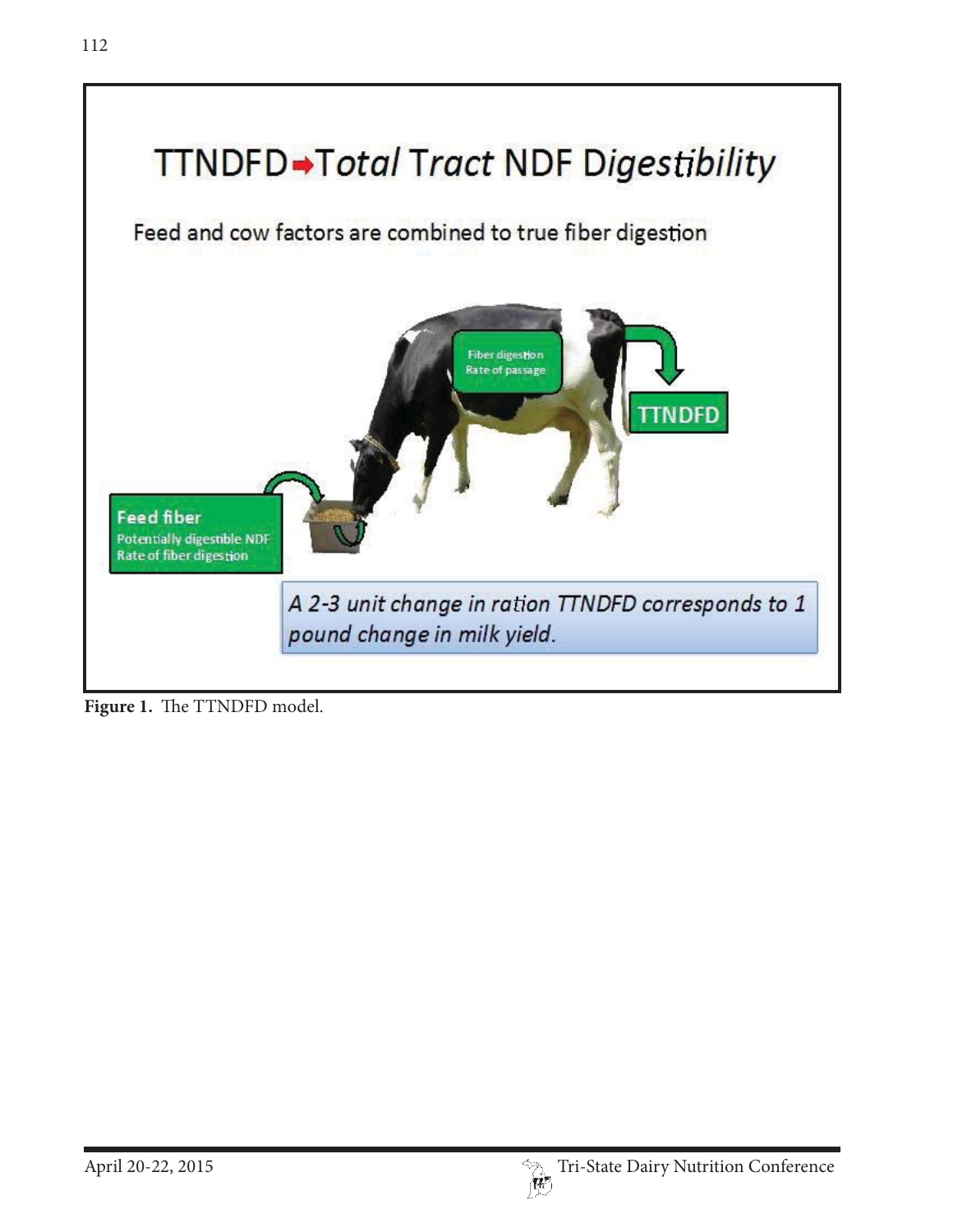# TTNDFD ➡ *Total Tract* NDF *Digestibility*

Feed and cow factors are combined to true fiber digestion

Fiber digestion
Rate of passage

TTNDFD

**Feed fiber**
Potentially digestible NDF
Rate of fiber digestion

*A 2-3 unit change in ration TTNDFD corresponds to 1 pound change in milk yield.*

**Figure 1.** The TTNDFD model.